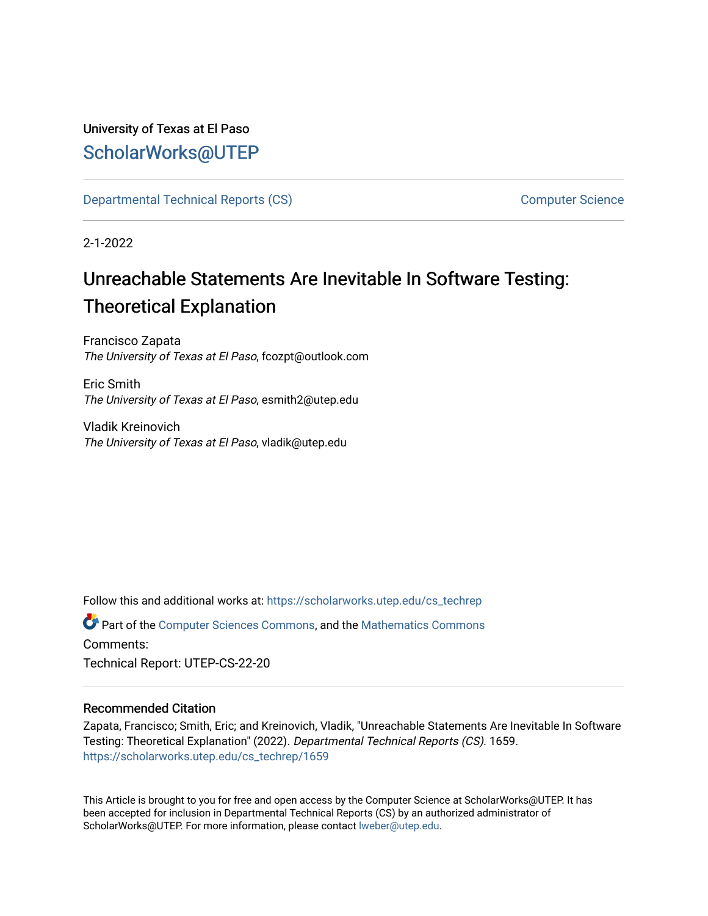University of Texas at El Paso

# ScholarWorks@UTEP

Departmental Technical Reports (CS) Computer Science

2-1-2022

# Unreachable Statements Are Inevitable In Software Testing: Theoretical Explanation

Francisco Zapata
*The University of Texas at El Paso*, fcozpt@outlook.com

Eric Smith
*The University of Texas at El Paso*, esmith2@utep.edu

Vladik Kreinovich
*The University of Texas at El Paso*, vladik@utep.edu

Follow this and additional works at: https://scholarworks.utep.edu/cs_techrep

Part of the Computer Sciences Commons, and the Mathematics Commons

Comments:

Technical Report: UTEP-CS-22-20

## Recommended Citation

Zapata, Francisco; Smith, Eric; and Kreinovich, Vladik, "Unreachable Statements Are Inevitable In Software Testing: Theoretical Explanation" (2022). *Departmental Technical Reports (CS)*. 1659.
https://scholarworks.utep.edu/cs_techrep/1659

This Article is brought to you for free and open access by the Computer Science at ScholarWorks@UTEP. It has been accepted for inclusion in Departmental Technical Reports (CS) by an authorized administrator of ScholarWorks@UTEP. For more information, please contact lweber@utep.edu.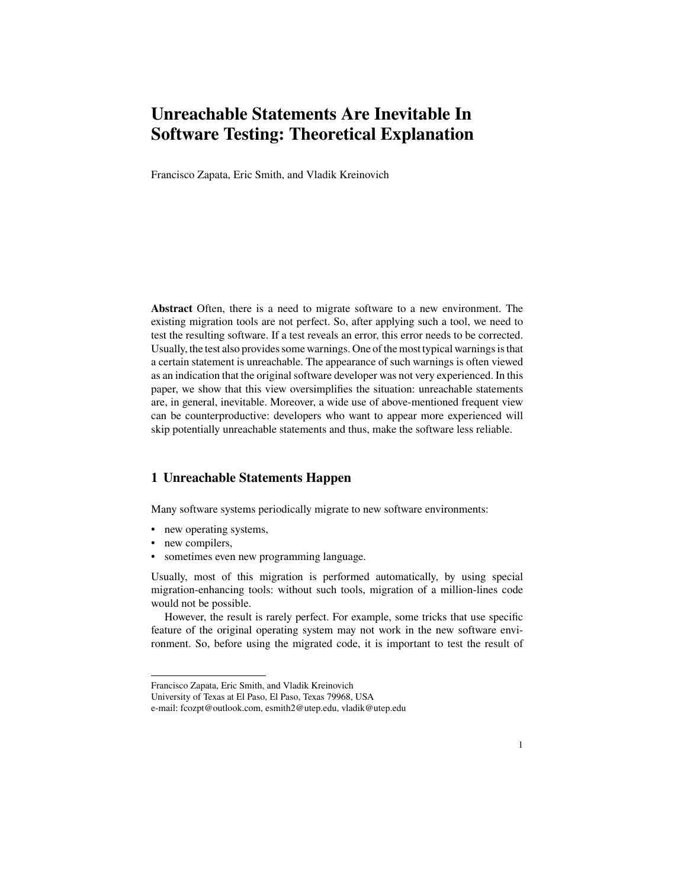# Unreachable Statements Are Inevitable In Software Testing: Theoretical Explanation

Francisco Zapata, Eric Smith, and Vladik Kreinovich

**Abstract** Often, there is a need to migrate software to a new environment. The existing migration tools are not perfect. So, after applying such a tool, we need to test the resulting software. If a test reveals an error, this error needs to be corrected. Usually, the test also provides some warnings. One of the most typical warnings is that a certain statement is unreachable. The appearance of such warnings is often viewed as an indication that the original software developer was not very experienced. In this paper, we show that this view oversimplifies the situation: unreachable statements are, in general, inevitable. Moreover, a wide use of above-mentioned frequent view can be counterproductive: developers who want to appear more experienced will skip potentially unreachable statements and thus, make the software less reliable.

## 1 Unreachable Statements Happen

Many software systems periodically migrate to new software environments:

- new operating systems,
- new compilers,
- sometimes even new programming language.

Usually, most of this migration is performed automatically, by using special migration-enhancing tools: without such tools, migration of a million-lines code would not be possible.

However, the result is rarely perfect. For example, some tricks that use specific feature of the original operating system may not work in the new software environment. So, before using the migrated code, it is important to test the result of

---

Francisco Zapata, Eric Smith, and Vladik Kreinovich
University of Texas at El Paso, El Paso, Texas 79968, USA
e-mail: fcozpt@outlook.com, esmith2@utep.edu, vladik@utep.edu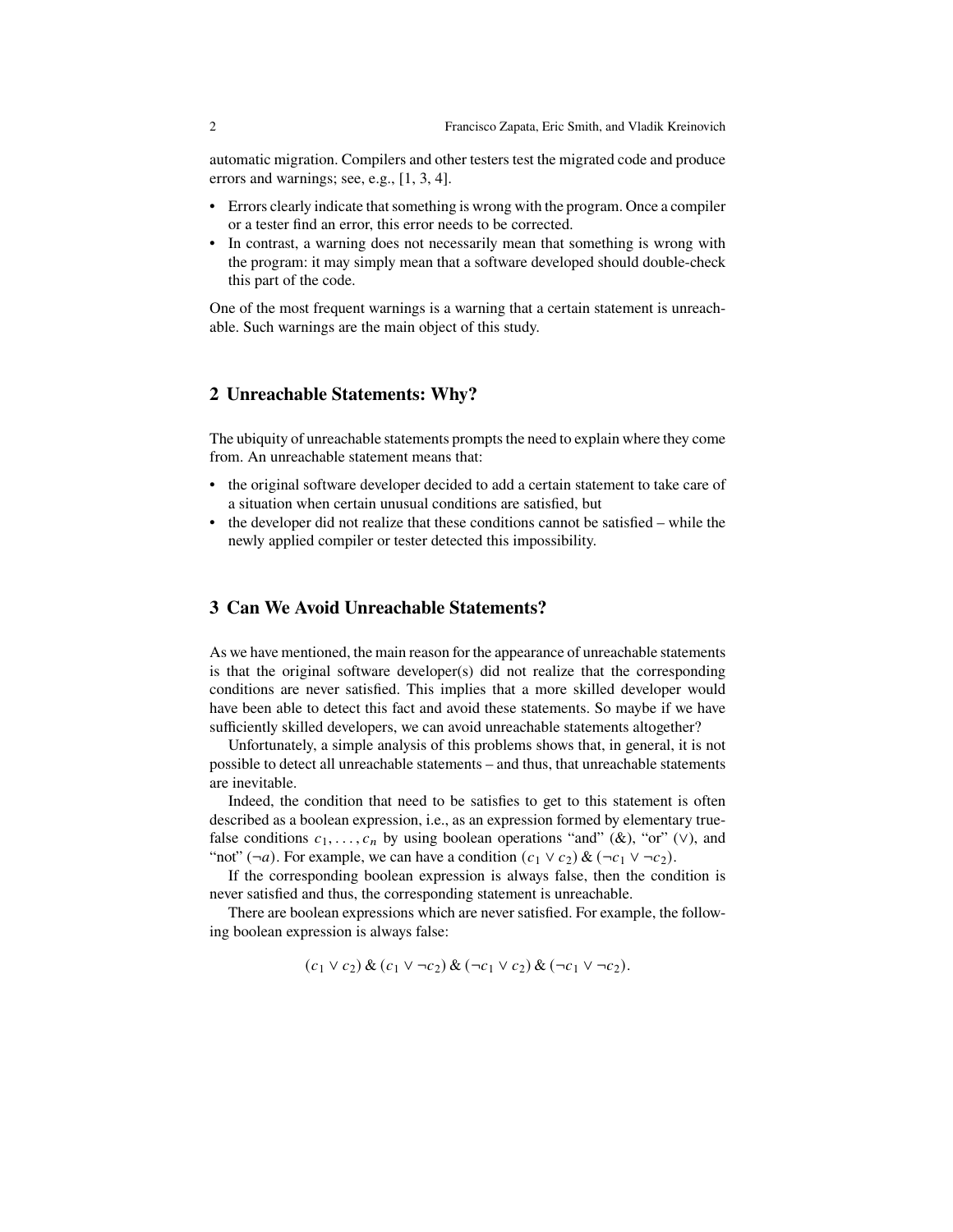automatic migration. Compilers and other testers test the migrated code and produce errors and warnings; see, e.g., [1, 3, 4].

- Errors clearly indicate that something is wrong with the program. Once a compiler or a tester find an error, this error needs to be corrected.
- In contrast, a warning does not necessarily mean that something is wrong with the program: it may simply mean that a software developed should double-check this part of the code.

One of the most frequent warnings is a warning that a certain statement is unreachable. Such warnings are the main object of this study.

## 2 Unreachable Statements: Why?

The ubiquity of unreachable statements prompts the need to explain where they come from. An unreachable statement means that:

- the original software developer decided to add a certain statement to take care of a situation when certain unusual conditions are satisfied, but
- the developer did not realize that these conditions cannot be satisfied – while the newly applied compiler or tester detected this impossibility.

## 3 Can We Avoid Unreachable Statements?

As we have mentioned, the main reason for the appearance of unreachable statements is that the original software developer(s) did not realize that the corresponding conditions are never satisfied. This implies that a more skilled developer would have been able to detect this fact and avoid these statements. So maybe if we have sufficiently skilled developers, we can avoid unreachable statements altogether?

Unfortunately, a simple analysis of this problems shows that, in general, it is not possible to detect all unreachable statements – and thus, that unreachable statements are inevitable.

Indeed, the condition that need to be satisfies to get to this statement is often described as a boolean expression, i.e., as an expression formed by elementary true-false conditions $c_1, \ldots, c_n$ by using boolean operations "and" (&), "or" ($\vee$), and "not" ($\neg a$). For example, we can have a condition $(c_1 \vee c_2) \,\&\, (\neg c_1 \vee \neg c_2)$.

If the corresponding boolean expression is always false, then the condition is never satisfied and thus, the corresponding statement is unreachable.

There are boolean expressions which are never satisfied. For example, the following boolean expression is always false:

$$(c_1 \vee c_2) \,\&\, (c_1 \vee \neg c_2) \,\&\, (\neg c_1 \vee c_2) \,\&\, (\neg c_1 \vee \neg c_2).$$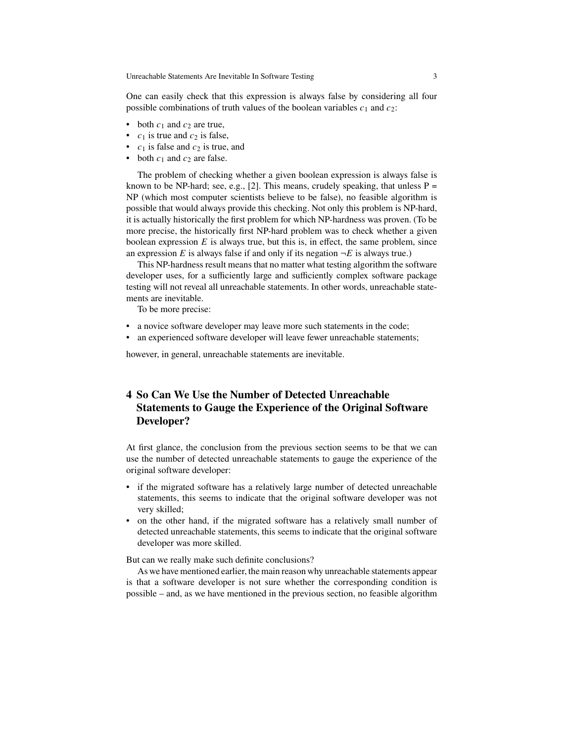One can easily check that this expression is always false by considering all four possible combinations of truth values of the boolean variables $c_1$ and $c_2$:

- both $c_1$ and $c_2$ are true,
- $c_1$ is true and $c_2$ is false,
- $c_1$ is false and $c_2$ is true, and
- both $c_1$ and $c_2$ are false.

The problem of checking whether a given boolean expression is always false is known to be NP-hard; see, e.g., [2]. This means, crudely speaking, that unless P = NP (which most computer scientists believe to be false), no feasible algorithm is possible that would always provide this checking. Not only this problem is NP-hard, it is actually historically the first problem for which NP-hardness was proven. (To be more precise, the historically first NP-hard problem was to check whether a given boolean expression $E$ is always true, but this is, in effect, the same problem, since an expression $E$ is always false if and only if its negation $\neg E$ is always true.)

This NP-hardness result means that no matter what testing algorithm the software developer uses, for a sufficiently large and sufficiently complex software package testing will not reveal all unreachable statements. In other words, unreachable statements are inevitable.

To be more precise:

- a novice software developer may leave more such statements in the code;
- an experienced software developer will leave fewer unreachable statements;

however, in general, unreachable statements are inevitable.

## 4 So Can We Use the Number of Detected Unreachable Statements to Gauge the Experience of the Original Software Developer?

At first glance, the conclusion from the previous section seems to be that we can use the number of detected unreachable statements to gauge the experience of the original software developer:

- if the migrated software has a relatively large number of detected unreachable statements, this seems to indicate that the original software developer was not very skilled;
- on the other hand, if the migrated software has a relatively small number of detected unreachable statements, this seems to indicate that the original software developer was more skilled.

But can we really make such definite conclusions?

As we have mentioned earlier, the main reason why unreachable statements appear is that a software developer is not sure whether the corresponding condition is possible – and, as we have mentioned in the previous section, no feasible algorithm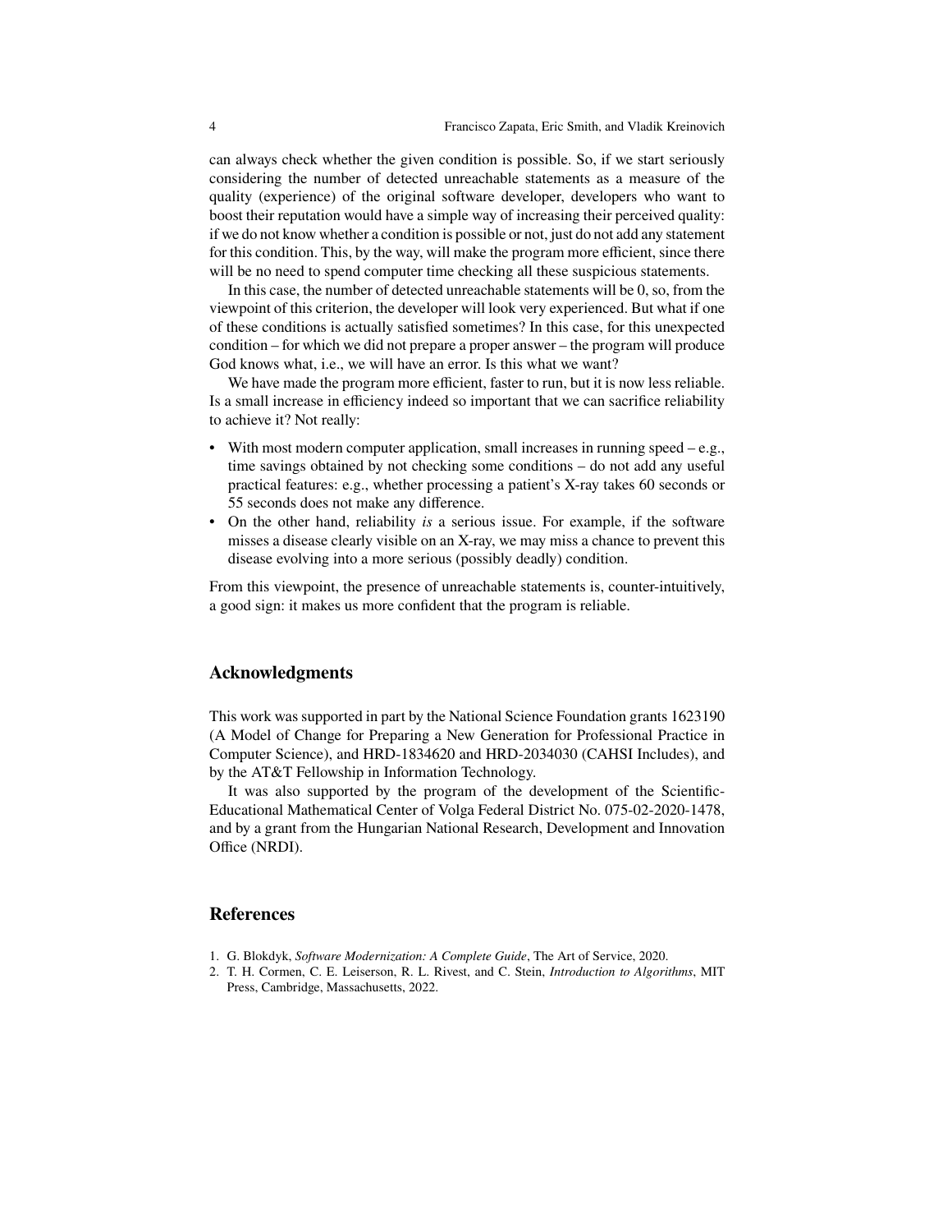can always check whether the given condition is possible. So, if we start seriously considering the number of detected unreachable statements as a measure of the quality (experience) of the original software developer, developers who want to boost their reputation would have a simple way of increasing their perceived quality: if we do not know whether a condition is possible or not, just do not add any statement for this condition. This, by the way, will make the program more efficient, since there will be no need to spend computer time checking all these suspicious statements.

In this case, the number of detected unreachable statements will be 0, so, from the viewpoint of this criterion, the developer will look very experienced. But what if one of these conditions is actually satisfied sometimes? In this case, for this unexpected condition – for which we did not prepare a proper answer – the program will produce God knows what, i.e., we will have an error. Is this what we want?

We have made the program more efficient, faster to run, but it is now less reliable. Is a small increase in efficiency indeed so important that we can sacrifice reliability to achieve it? Not really:

- With most modern computer application, small increases in running speed – e.g., time savings obtained by not checking some conditions – do not add any useful practical features: e.g., whether processing a patient's X-ray takes 60 seconds or 55 seconds does not make any difference.
- On the other hand, reliability *is* a serious issue. For example, if the software misses a disease clearly visible on an X-ray, we may miss a chance to prevent this disease evolving into a more serious (possibly deadly) condition.

From this viewpoint, the presence of unreachable statements is, counter-intuitively, a good sign: it makes us more confident that the program is reliable.

## Acknowledgments

This work was supported in part by the National Science Foundation grants 1623190 (A Model of Change for Preparing a New Generation for Professional Practice in Computer Science), and HRD-1834620 and HRD-2034030 (CAHSI Includes), and by the AT&T Fellowship in Information Technology.

It was also supported by the program of the development of the Scientific-Educational Mathematical Center of Volga Federal District No. 075-02-2020-1478, and by a grant from the Hungarian National Research, Development and Innovation Office (NRDI).

## References

1. G. Blokdyk, *Software Modernization: A Complete Guide*, The Art of Service, 2020.
2. T. H. Cormen, C. E. Leiserson, R. L. Rivest, and C. Stein, *Introduction to Algorithms*, MIT Press, Cambridge, Massachusetts, 2022.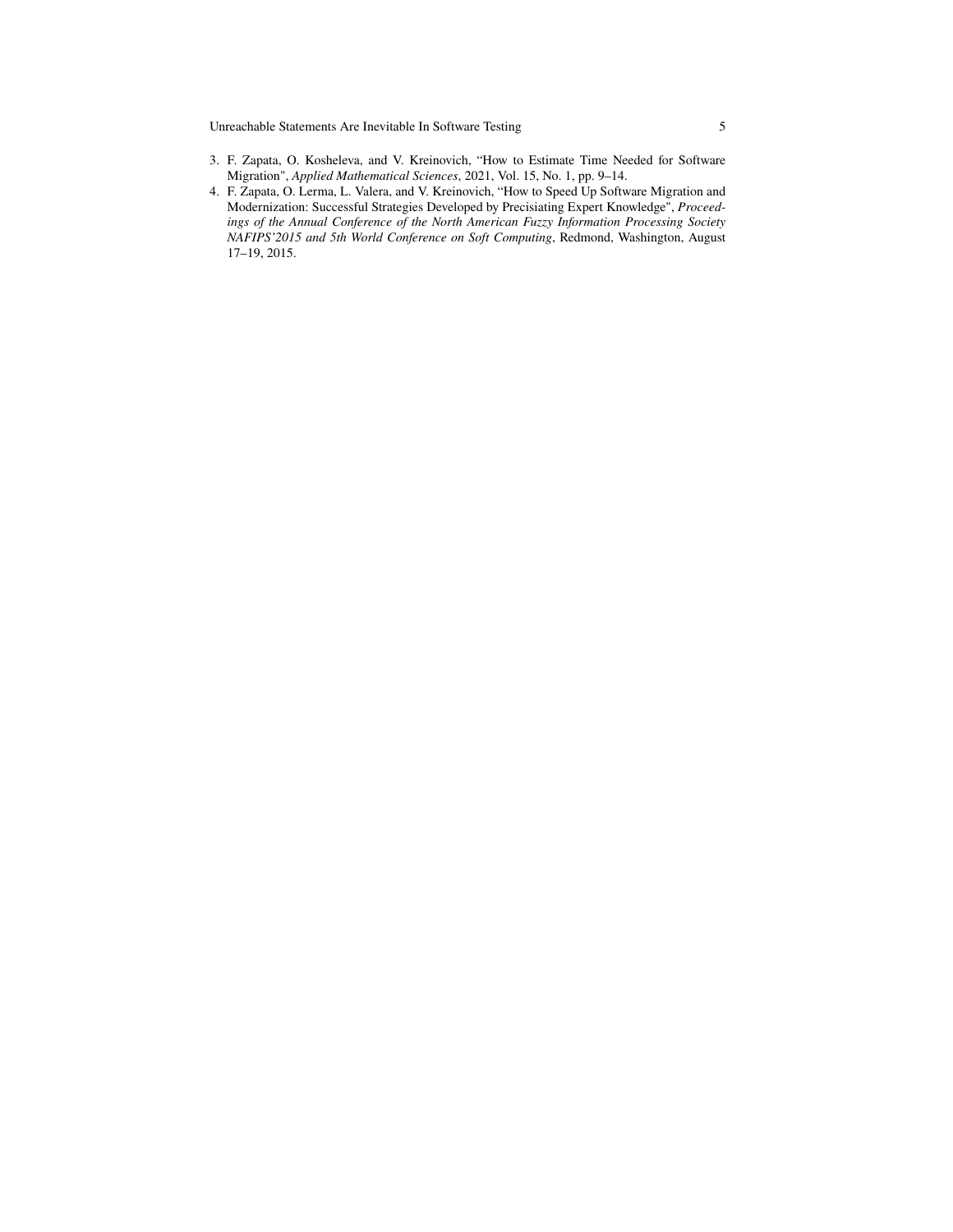3. F. Zapata, O. Kosheleva, and V. Kreinovich, "How to Estimate Time Needed for Software Migration", *Applied Mathematical Sciences*, 2021, Vol. 15, No. 1, pp. 9–14.
4. F. Zapata, O. Lerma, L. Valera, and V. Kreinovich, "How to Speed Up Software Migration and Modernization: Successful Strategies Developed by Precisiating Expert Knowledge", *Proceedings of the Annual Conference of the North American Fuzzy Information Processing Society NAFIPS'2015 and 5th World Conference on Soft Computing*, Redmond, Washington, August 17–19, 2015.